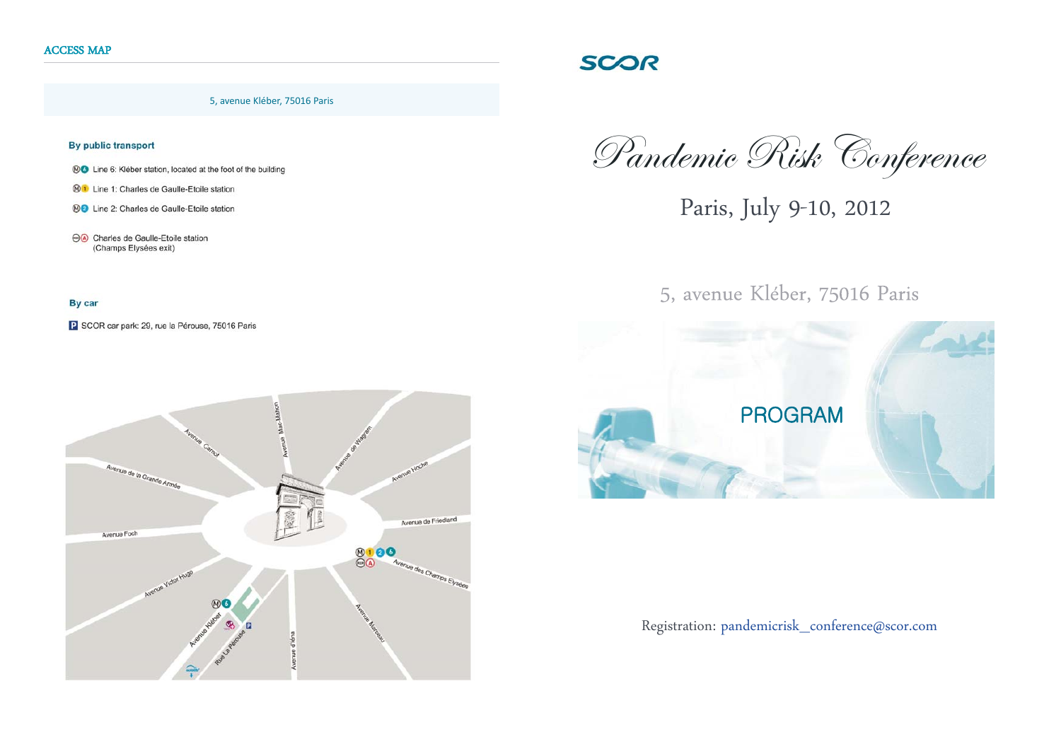## ACCESS MAP

5, avenue Kléber, 75016 Paris

### By public transport

- Line 6: Kléber station, located at the foot of the building
- Line 1: Charles de Gaulle-Etoile station
- Line 2: Charles de Gaulle-Etoile station
- Charles de Gaulle-Etoile station (Champs Elysées exit)

### By car

SCOR car park: 29, rue la Pérouse, 75016 Paris

SCOR

# Pandemic Risk Conference

## Paris, July 9-10, 2012

5, avenue Kléber, 75016 Paris

PROGRAM

Registration: pandemicrisk_conference@scor.com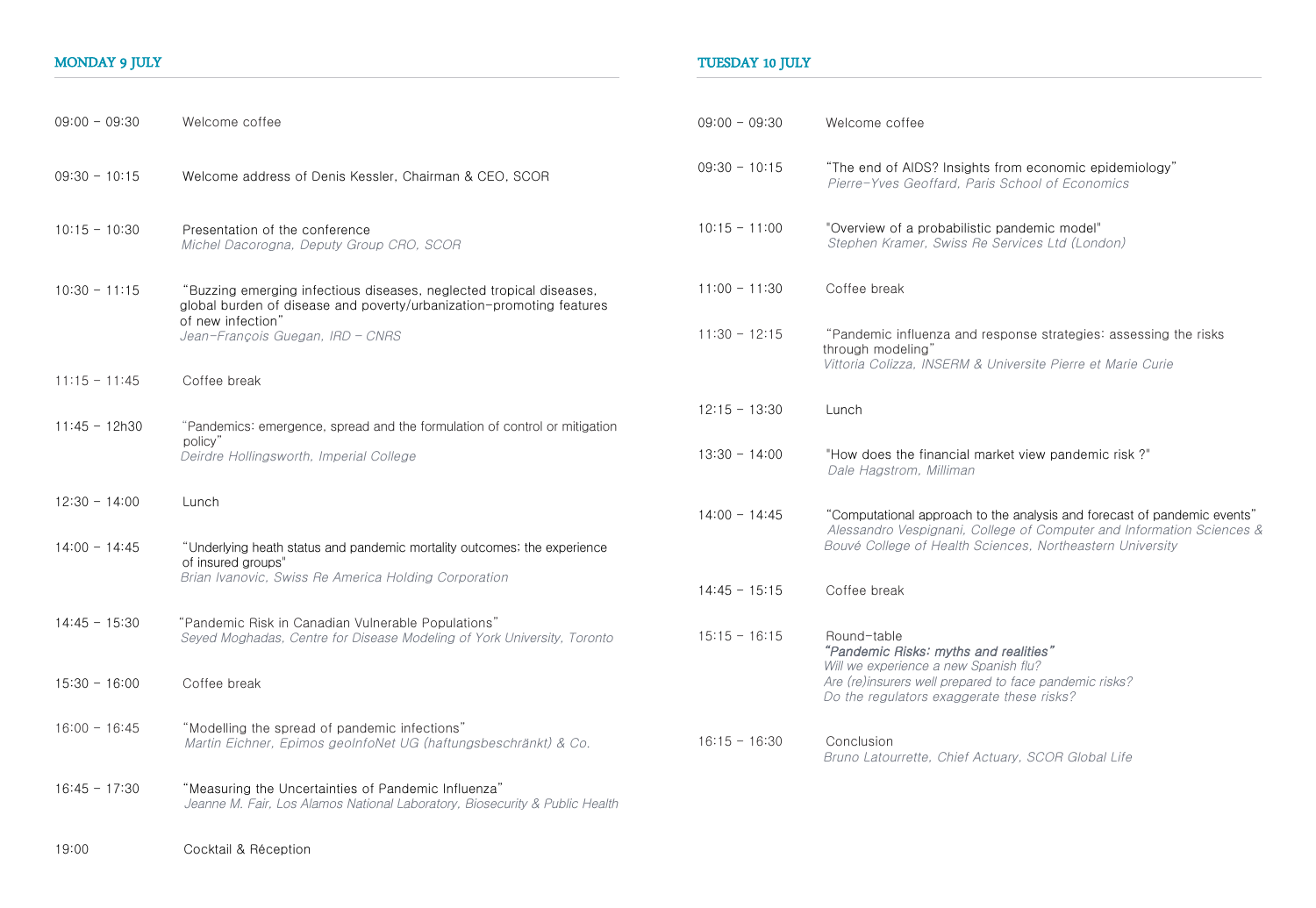## MONDAY 9 JULY

| | |
|---|---|
| 09:00 – 09:30 | Welcome coffee |
| 09:30 – 10:15 | Welcome address of Denis Kessler, Chairman & CEO, SCOR |
| 10:15 – 10:30 | Presentation of the conference<br>*Michel Dacorogna, Deputy Group CRO, SCOR* |
| 10:30 – 11:15 | "Buzzing emerging infectious diseases, neglected tropical diseases, global burden of disease and poverty/urbanization-promoting features of new infection"<br>*Jean-François Guegan, IRD – CNRS* |
| 11:15 – 11:45 | Coffee break |
| 11:45 – 12h30 | "Pandemics: emergence, spread and the formulation of control or mitigation policy"<br>*Deirdre Hollingsworth, Imperial College* |
| 12:30 – 14:00 | Lunch |
| 14:00 – 14:45 | "Underlying heath status and pandemic mortality outcomes: the experience of insured groups"<br>*Brian Ivanovic, Swiss Re America Holding Corporation* |
| 14:45 – 15:30 | "Pandemic Risk in Canadian Vulnerable Populations"<br>*Seyed Moghadas, Centre for Disease Modeling of York University, Toronto* |
| 15:30 – 16:00 | Coffee break |
| 16:00 – 16:45 | "Modelling the spread of pandemic infections"<br>*Martin Eichner, Epimos geoInfoNet UG (haftungsbeschränkt) & Co.* |
| 16:45 – 17:30 | "Measuring the Uncertainties of Pandemic Influenza"<br>*Jeanne M. Fair, Los Alamos National Laboratory, Biosecurity & Public Health* |
| 19:00 | Cocktail & Réception |

## TUESDAY 10 JULY

| | |
|---|---|
| 09:00 – 09:30 | Welcome coffee |
| 09:30 – 10:15 | "The end of AIDS? Insights from economic epidemiology"<br>*Pierre-Yves Geoffard, Paris School of Economics* |
| 10:15 – 11:00 | "Overview of a probabilistic pandemic model"<br>*Stephen Kramer, Swiss Re Services Ltd (London)* |
| 11:00 – 11:30 | Coffee break |
| 11:30 – 12:15 | "Pandemic influenza and response strategies: assessing the risks through modeling"<br>*Vittoria Colizza, INSERM & Universite Pierre et Marie Curie* |
| 12:15 – 13:30 | Lunch |
| 13:30 – 14:00 | "How does the financial market view pandemic risk ?"<br>*Dale Hagstrom, Milliman* |
| 14:00 – 14:45 | "Computational approach to the analysis and forecast of pandemic events"<br>*Alessandro Vespignani, College of Computer and Information Sciences & Bouvé College of Health Sciences, Northeastern University* |
| 14:45 – 15:15 | Coffee break |
| 15:15 – 16:15 | Round-table<br>***"Pandemic Risks: myths and realities"***<br>*Will we experience a new Spanish flu?*<br>*Are (re)insurers well prepared to face pandemic risks?*<br>*Do the regulators exaggerate these risks?* |
| 16:15 – 16:30 | Conclusion<br>*Bruno Latourrette, Chief Actuary, SCOR Global Life* |